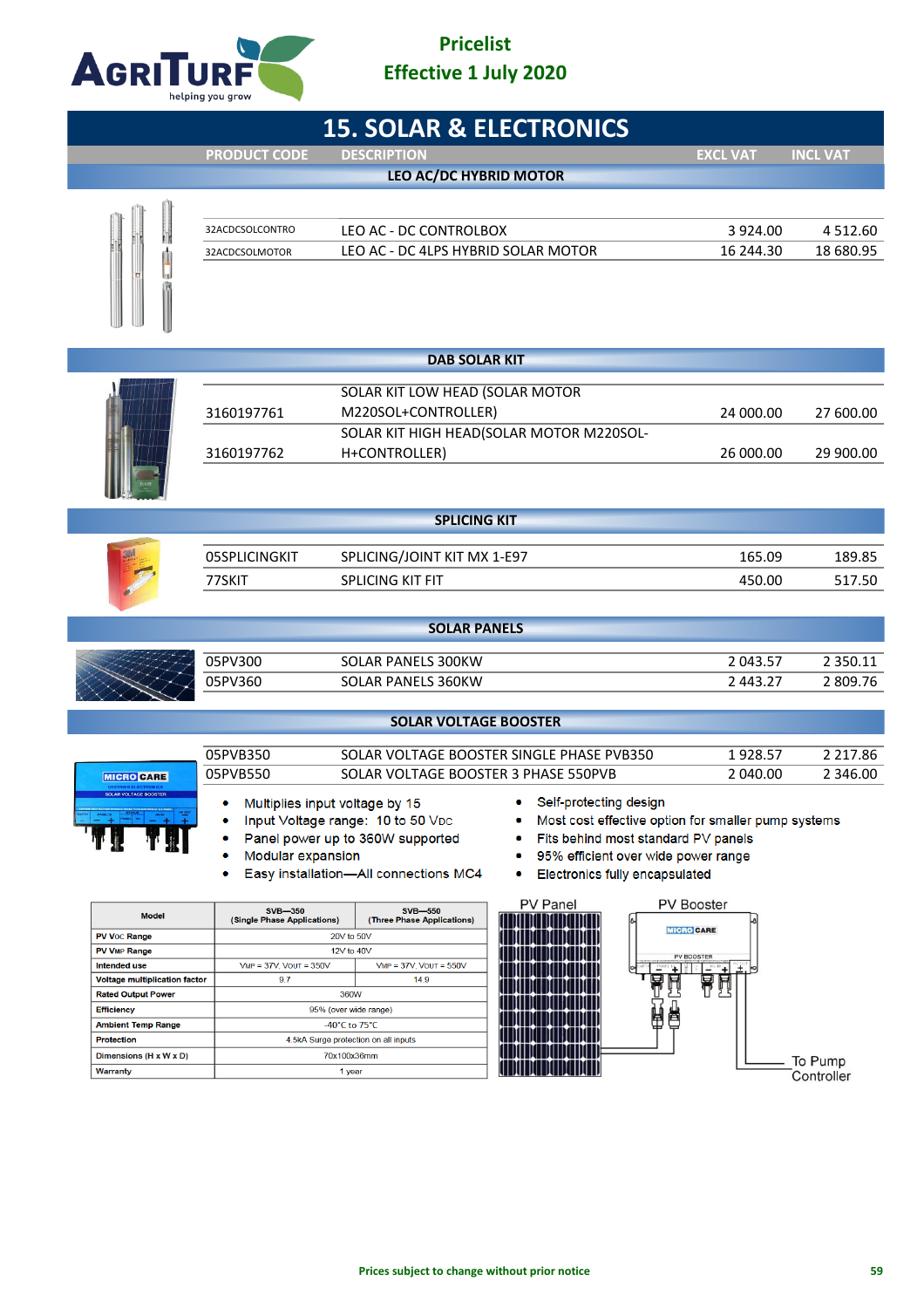# Pricelist
# Effective 1 July 2020

## 15. SOLAR & ELECTRONICS

| PRODUCT CODE | DESCRIPTION | EXCL VAT | INCL VAT |
|---|---|---|---|
| **LEO AC/DC HYBRID MOTOR** | | | |
| 32ACDCSOLCONTRO | LEO AC - DC CONTROLBOX | 3 924.00 | 4 512.60 |
| 32ACDCSOLMOTOR | LEO AC - DC 4LPS HYBRID SOLAR MOTOR | 16 244.30 | 18 680.95 |
| **DAB SOLAR KIT** | | | |
| 3160197761 | SOLAR KIT LOW HEAD (SOLAR MOTOR M220SOL+CONTROLLER) | 24 000.00 | 27 600.00 |
| 3160197762 | SOLAR KIT HIGH HEAD(SOLAR MOTOR M220SOL-H+CONTROLLER) | 26 000.00 | 29 900.00 |
| **SPLICING KIT** | | | |
| 05SPLICINGKIT | SPLICING/JOINT KIT MX 1-E97 | 165.09 | 189.85 |
| 77SKIT | SPLICING KIT FIT | 450.00 | 517.50 |
| **SOLAR PANELS** | | | |
| 05PV300 | SOLAR PANELS 300KW | 2 043.57 | 2 350.11 |
| 05PV360 | SOLAR PANELS 360KW | 2 443.27 | 2 809.76 |
| **SOLAR VOLTAGE BOOSTER** | | | |
| 05PVB350 | SOLAR VOLTAGE BOOSTER SINGLE PHASE PVB350 | 1 928.57 | 2 217.86 |
| 05PVB550 | SOLAR VOLTAGE BOOSTER 3 PHASE 550PVB | 2 040.00 | 2 346.00 |

- Multiplies input voltage by 15
- Input Voltage range: 10 to 50 VDC
- Panel power up to 360W supported
- Modular expansion
- Easy installation—All connections MC4
- Self-protecting design
- Most cost effective option for smaller pump systems
- Fits behind most standard PV panels
- 95% efficient over wide power range
- Electronics fully encapsulated

| Model | SVB—350 (Single Phase Applications) | SVB—550 (Three Phase Applications) |
|---|---|---|
| PV VOC Range | 20V to 50V | |
| PV VMP Range | 12V to 40V | |
| Intended use | VMP = 37V, VOUT = 350V | VMP = 37V, VOUT = 550V |
| Voltage multiplication factor | 9.7 | 14.9 |
| Rated Output Power | 360W | |
| Efficiency | 95% (over wide range) | |
| Ambient Temp Range | -40°C to 75°C | |
| Protection | 4.5kA Surge protection on all inputs | |
| Dimensions (H x W x D) | 70x100x36mm | |
| Warranty | 1 year | |

PV Panel — PV Booster — To Pump Controller

Prices subject to change without prior notice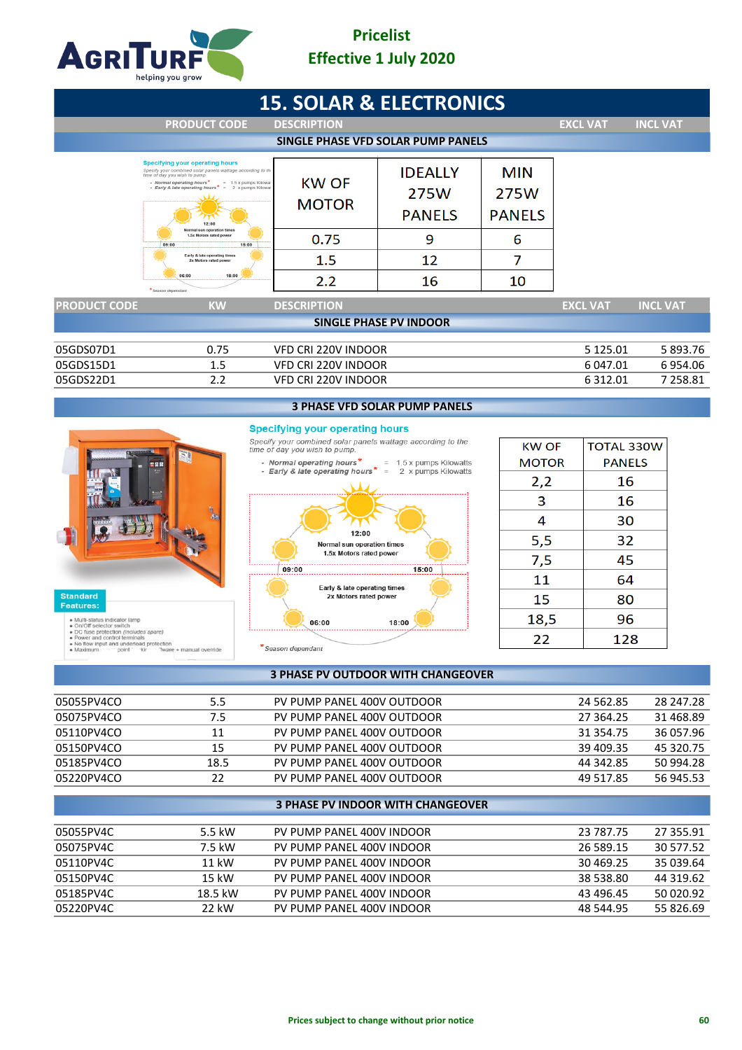Pricelist
Effective 1 July 2020

# 15. SOLAR & ELECTRONICS

| PRODUCT CODE | DESCRIPTION | EXCL VAT | INCL VAT |
|---|---|---|---|

## SINGLE PHASE VFD SOLAR PUMP PANELS

Specifying your operating hours

Specify your combined solar panels wattage according to the time of day you wish to pump.

- Normal operating hours* = 1.5 x pumps Kilowatts
- Early & late operating hours* = 2 x pumps Kilowatts

12:00
Normal sun operation times
1.5x Motors rated power
09:00 15:00
Early & late operating times
2x Motors rated power
06:00 18:00

* Season dependant

| KW OF MOTOR | IDEALLY 275W PANELS | MIN 275W PANELS |
|---|---|---|
| 0.75 | 9 | 6 |
| 1.5 | 12 | 7 |
| 2.2 | 16 | 10 |

## SINGLE PHASE PV INDOOR

| PRODUCT CODE | KW | DESCRIPTION | EXCL VAT | INCL VAT |
|---|---|---|---|---|
| 05GDS07D1 | 0.75 | VFD CRI 220V INDOOR | 5 125.01 | 5 893.76 |
| 05GDS15D1 | 1.5 | VFD CRI 220V INDOOR | 6 047.01 | 6 954.06 |
| 05GDS22D1 | 2.2 | VFD CRI 220V INDOOR | 6 312.01 | 7 258.81 |

## 3 PHASE VFD SOLAR PUMP PANELS

Standard Features:

- Multi-status indicator lamp
- On/Off selector switch
- DC fuse protection (includes spare)
- Power and control terminals
- No flow input and underload protection
- Maximum power point tracking software + manual override

Specifying your operating hours

Specify your combined solar panels wattage according to the time of day you wish to pump.

- Normal operating hours* = 1.5 x pumps Kilowatts
- Early & late operating hours* = 2 x pumps Kilowatts

12:00
Normal sun operation times
1.5x Motors rated power
09:00 15:00
Early & late operating times
2x Motors rated power
06:00 18:00

* Season dependant

| KW OF MOTOR | TOTAL 330W PANELS |
|---|---|
| 2,2 | 16 |
| 3 | 16 |
| 4 | 30 |
| 5,5 | 32 |
| 7,5 | 45 |
| 11 | 64 |
| 15 | 80 |
| 18,5 | 96 |
| 22 | 128 |

## 3 PHASE PV OUTDOOR WITH CHANGEOVER

| PRODUCT CODE | KW | DESCRIPTION | EXCL VAT | INCL VAT |
|---|---|---|---|---|
| 05055PV4CO | 5.5 | PV PUMP PANEL 400V OUTDOOR | 24 562.85 | 28 247.28 |
| 05075PV4CO | 7.5 | PV PUMP PANEL 400V OUTDOOR | 27 364.25 | 31 468.89 |
| 05110PV4CO | 11 | PV PUMP PANEL 400V OUTDOOR | 31 354.75 | 36 057.96 |
| 05150PV4CO | 15 | PV PUMP PANEL 400V OUTDOOR | 39 409.35 | 45 320.75 |
| 05185PV4CO | 18.5 | PV PUMP PANEL 400V OUTDOOR | 44 342.85 | 50 994.28 |
| 05220PV4CO | 22 | PV PUMP PANEL 400V OUTDOOR | 49 517.85 | 56 945.53 |

## 3 PHASE PV INDOOR WITH CHANGEOVER

| PRODUCT CODE | KW | DESCRIPTION | EXCL VAT | INCL VAT |
|---|---|---|---|---|
| 05055PV4C | 5.5 kW | PV PUMP PANEL 400V INDOOR | 23 787.75 | 27 355.91 |
| 05075PV4C | 7.5 kW | PV PUMP PANEL 400V INDOOR | 26 589.15 | 30 577.52 |
| 05110PV4C | 11 kW | PV PUMP PANEL 400V INDOOR | 30 469.25 | 35 039.64 |
| 05150PV4C | 15 kW | PV PUMP PANEL 400V INDOOR | 38 538.80 | 44 319.62 |
| 05185PV4C | 18.5 kW | PV PUMP PANEL 400V INDOOR | 43 496.45 | 50 020.92 |
| 05220PV4C | 22 kW | PV PUMP PANEL 400V INDOOR | 48 544.95 | 55 826.69 |

Prices subject to change without prior notice